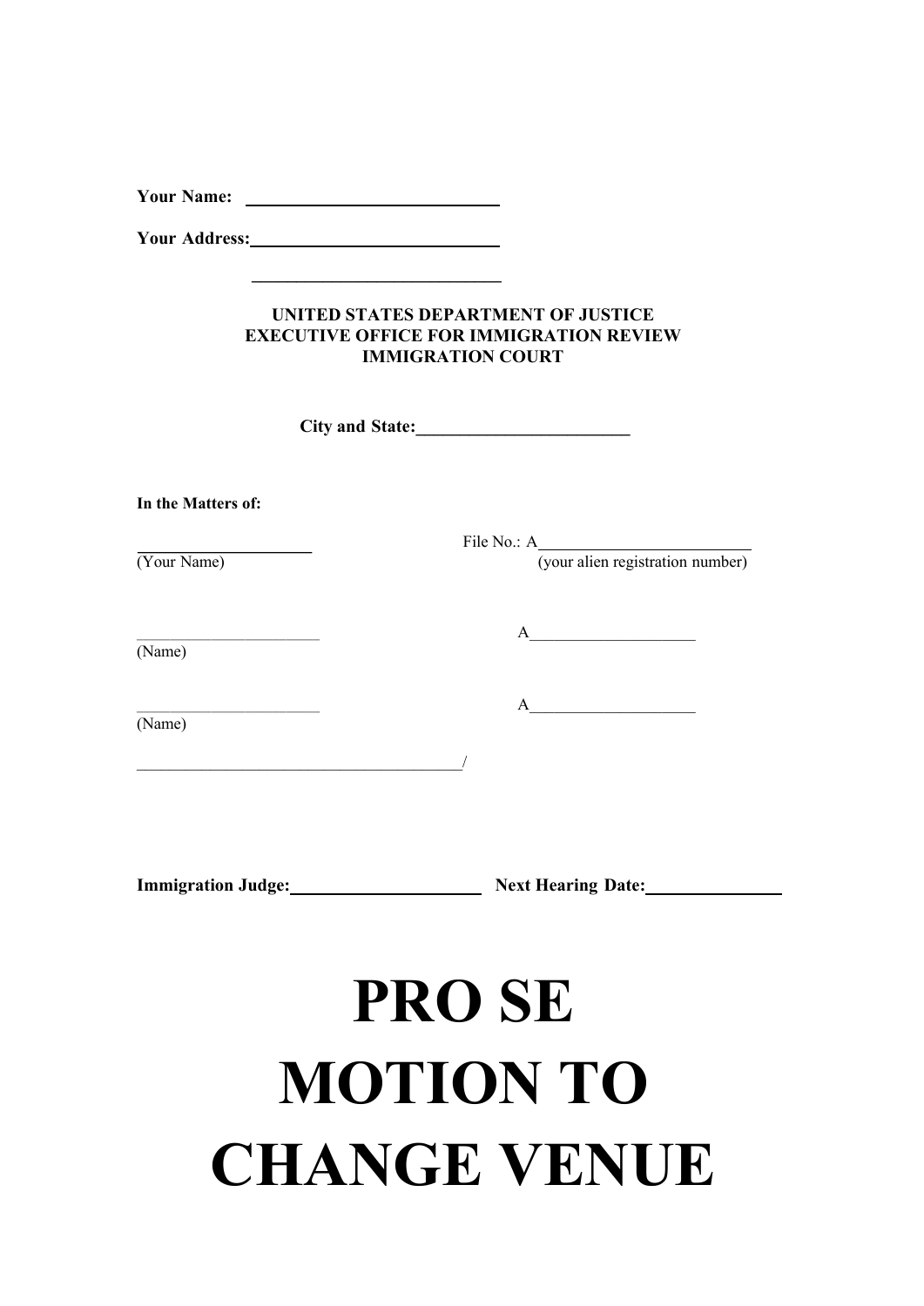**Your Name:** ____________________________

**Your Address:**____________________________

____________________________

**UNITED STATES DEPARTMENT OF JUSTICE**
**EXECUTIVE OFFICE FOR IMMIGRATION REVIEW**
**IMMIGRATION COURT**

**City and State:**________________________

**In the Matters of:**

____________________ File No.: A_________________________
(Your Name) (your alien registration number)

______________________ A____________________
(Name)

______________________ A____________________
(Name)

_____________________________________/

**Immigration Judge:**_____________________ **Next Hearing Date:**_______________

# PRO SE MOTION TO CHANGE VENUE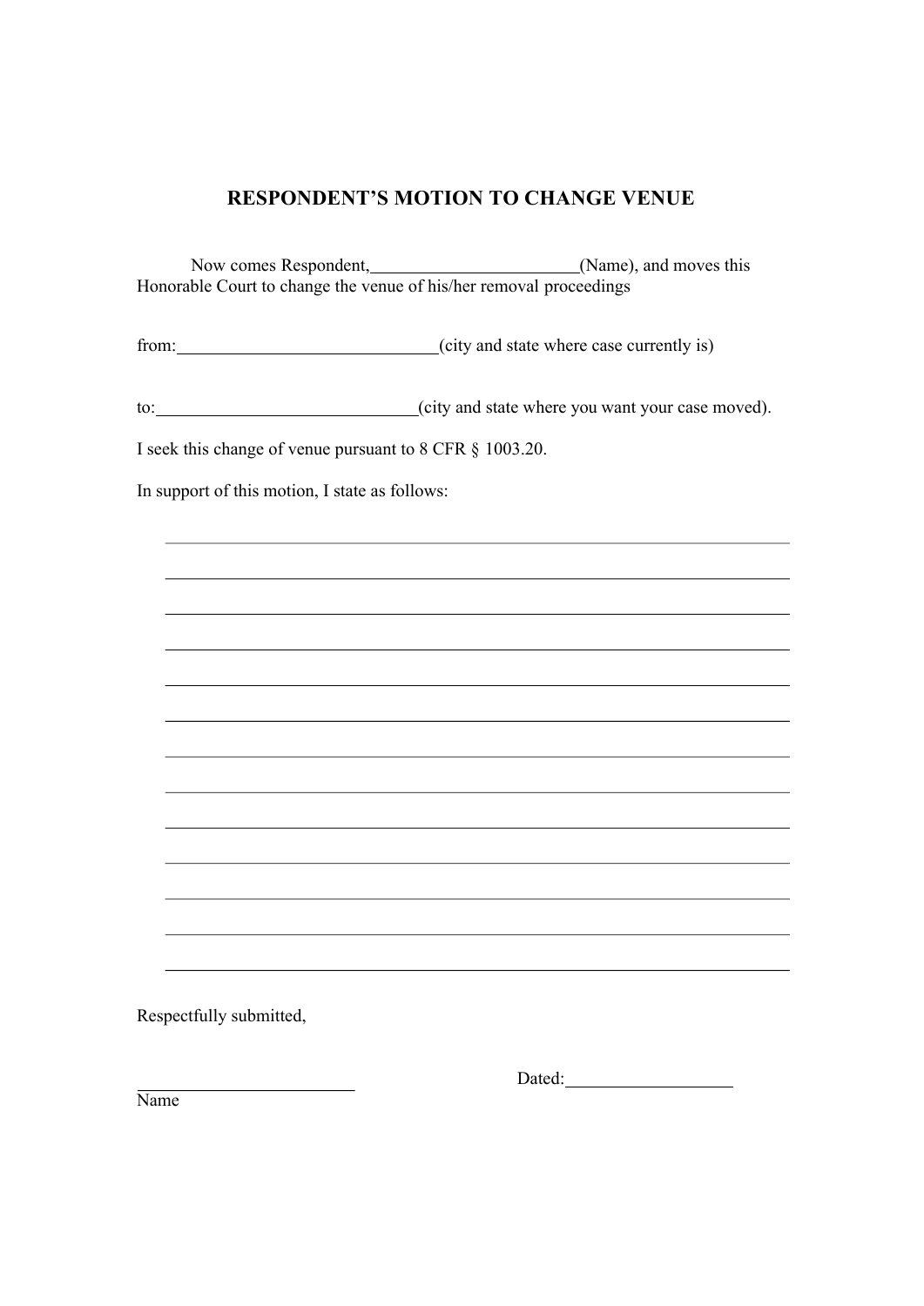# RESPONDENT'S MOTION TO CHANGE VENUE

Now comes Respondent, ________________________(Name), and moves this Honorable Court to change the venue of his/her removal proceedings

from: ______________________________(city and state where case currently is)

to: ______________________________(city and state where you want your case moved).

I seek this change of venue pursuant to 8 CFR § 1003.20.

In support of this motion, I state as follows:

___________________________________________________________________________

___________________________________________________________________________

___________________________________________________________________________

___________________________________________________________________________

___________________________________________________________________________

___________________________________________________________________________

___________________________________________________________________________

___________________________________________________________________________

___________________________________________________________________________

___________________________________________________________________________

___________________________________________________________________________

___________________________________________________________________________

___________________________________________________________________________

Respectfully submitted,

__________________________ Dated: ____________________

Name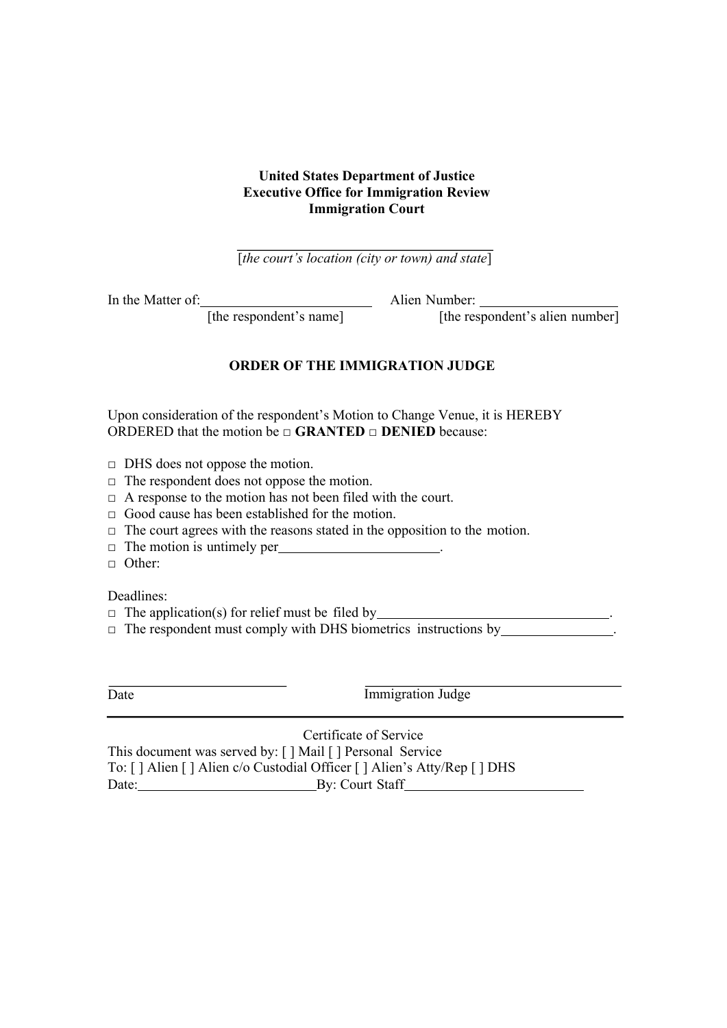**United States Department of Justice**
**Executive Office for Immigration Review**
**Immigration Court**

\_\_\_\_\_\_\_\_\_\_\_\_\_\_\_\_\_\_\_\_\_\_\_\_\_\_\_\_\_\_\_\_\_\_
[*the court's location (city or town) and state*]

In the Matter of: \_\_\_\_\_\_\_\_\_\_\_\_\_\_\_\_\_\_\_\_\_\_\_\_ Alien Number: \_\_\_\_\_\_\_\_\_\_\_\_\_\_\_\_\_\_\_\_
[the respondent's name] [the respondent's alien number]

## ORDER OF THE IMMIGRATION JUDGE

Upon consideration of the respondent's Motion to Change Venue, it is HEREBY ORDERED that the motion be □ **GRANTED** □ **DENIED** because:

□ DHS does not oppose the motion.
□ The respondent does not oppose the motion.
□ A response to the motion has not been filed with the court.
□ Good cause has been established for the motion.
□ The court agrees with the reasons stated in the opposition to the motion.
□ The motion is untimely per \_\_\_\_\_\_\_\_\_\_\_\_\_\_\_\_\_\_\_\_\_\_\_\_.
□ Other:

Deadlines:
□ The application(s) for relief must be filed by \_\_\_\_\_\_\_\_\_\_\_\_\_\_\_\_\_\_\_\_\_\_\_\_\_\_\_\_\_\_\_\_\_\_.
□ The respondent must comply with DHS biometrics instructions by \_\_\_\_\_\_\_\_\_\_\_\_\_\_\_\_\_\_.

\_\_\_\_\_\_\_\_\_\_\_\_\_\_\_\_\_\_\_\_\_\_\_\_\_\_ \_\_\_\_\_\_\_\_\_\_\_\_\_\_\_\_\_\_\_\_\_\_\_\_\_\_\_\_\_\_\_\_\_\_\_\_\_\_
Date Immigration Judge

---

Certificate of Service
This document was served by: [ ] Mail [ ] Personal Service
To: [ ] Alien [ ] Alien c/o Custodial Officer [ ] Alien's Atty/Rep [ ] DHS
Date: \_\_\_\_\_\_\_\_\_\_\_\_\_\_\_\_\_\_\_\_\_\_\_\_\_\_ By: Court Staff \_\_\_\_\_\_\_\_\_\_\_\_\_\_\_\_\_\_\_\_\_\_\_\_\_\_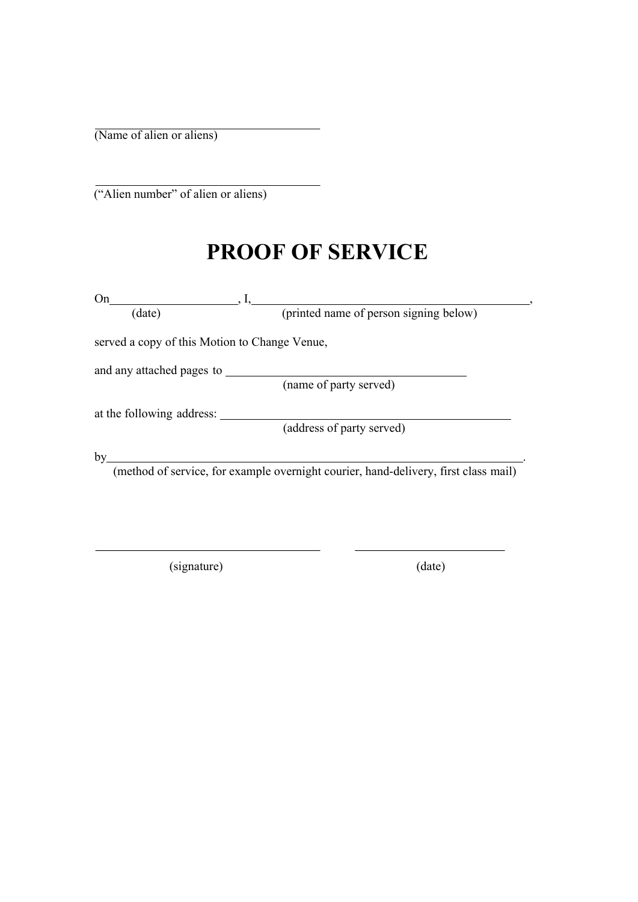______________________________
(Name of alien or aliens)

______________________________
("Alien number" of alien or aliens)

# PROOF OF SERVICE

On____________________, I,______________________________________________,
(date) (printed name of person signing below)

served a copy of this Motion to Change Venue,

and any attached pages to ________________________________________
(name of party served)

at the following address: __________________________________________________
(address of party served)

by____________________________________________________________________.
(method of service, for example overnight courier, hand-delivery, first class mail)

______________________________ ______________________
(signature) (date)